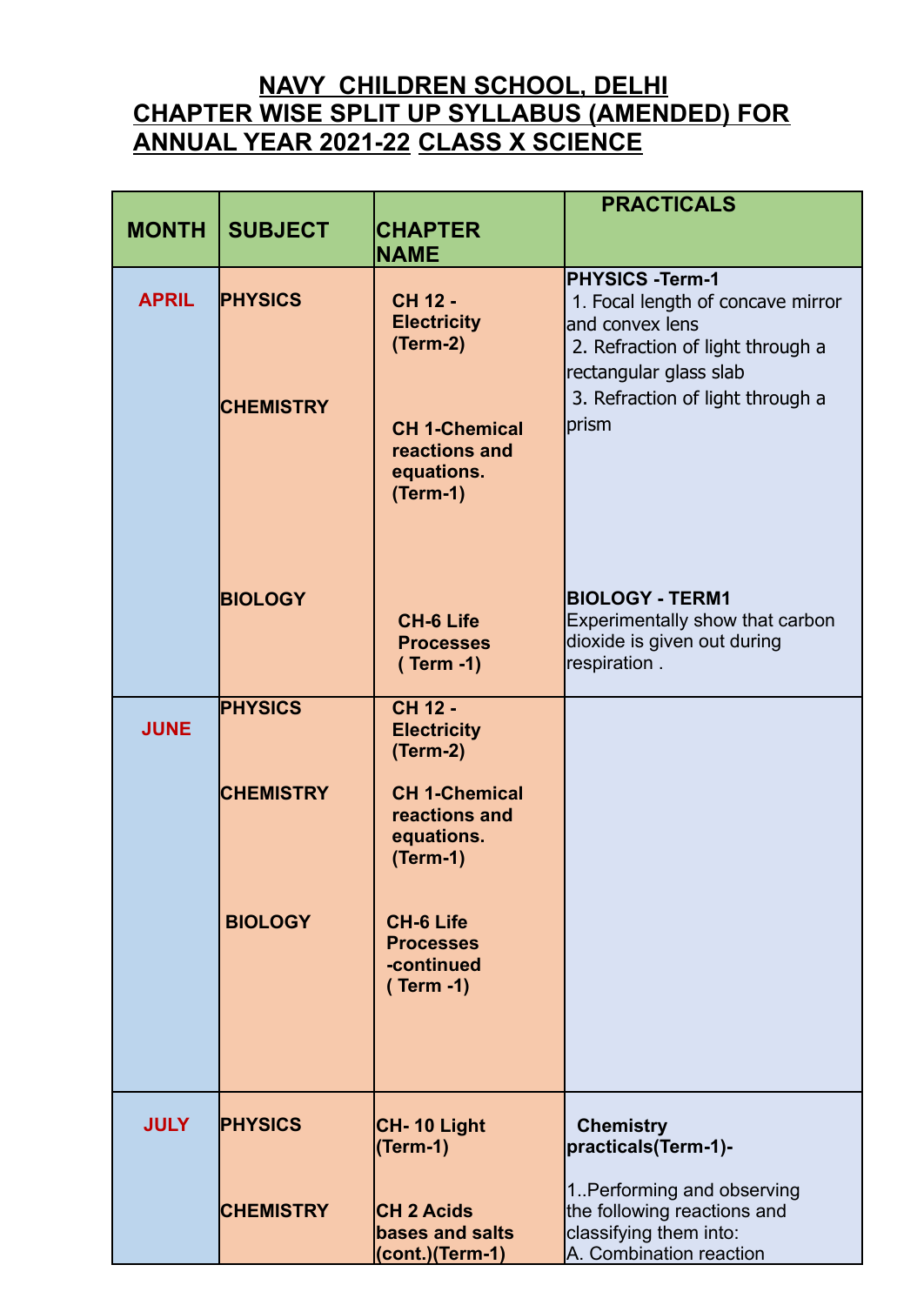# NAVY CHILDREN SCHOOL, DELHI
# CHAPTER WISE SPLIT UP SYLLABUS (AMENDED) FOR ANNUAL YEAR 2021-22 CLASS X SCIENCE

| MONTH | SUBJECT | CHAPTER NAME | PRACTICALS |
|---|---|---|---|
| **APRIL** | **PHYSICS** | **CH 12 - Electricity (Term-2)** | **PHYSICS -Term-1**<br>1. Focal length of concave mirror and convex lens<br>2. Refraction of light through a rectangular glass slab<br>3. Refraction of light through a prism |
| | **CHEMISTRY** | **CH 1-Chemical reactions and equations. (Term-1)** | |
| | **BIOLOGY** | **CH-6 Life Processes ( Term -1)** | **BIOLOGY - TERM1**<br>Experimentally show that carbon dioxide is given out during respiration . |
| **JUNE** | **PHYSICS** | **CH 12 - Electricity (Term-2)** | |
| | **CHEMISTRY** | **CH 1-Chemical reactions and equations. (Term-1)** | |
| | **BIOLOGY** | **CH-6 Life Processes -continued ( Term -1)** | |
| **JULY** | **PHYSICS** | **CH- 10 Light (Term-1)** | **Chemistry practicals(Term-1)-**<br>1..Performing and observing the following reactions and classifying them into:<br>A. Combination reaction |
| | **CHEMISTRY** | **CH 2 Acids bases and salts (cont.)(Term-1)** | |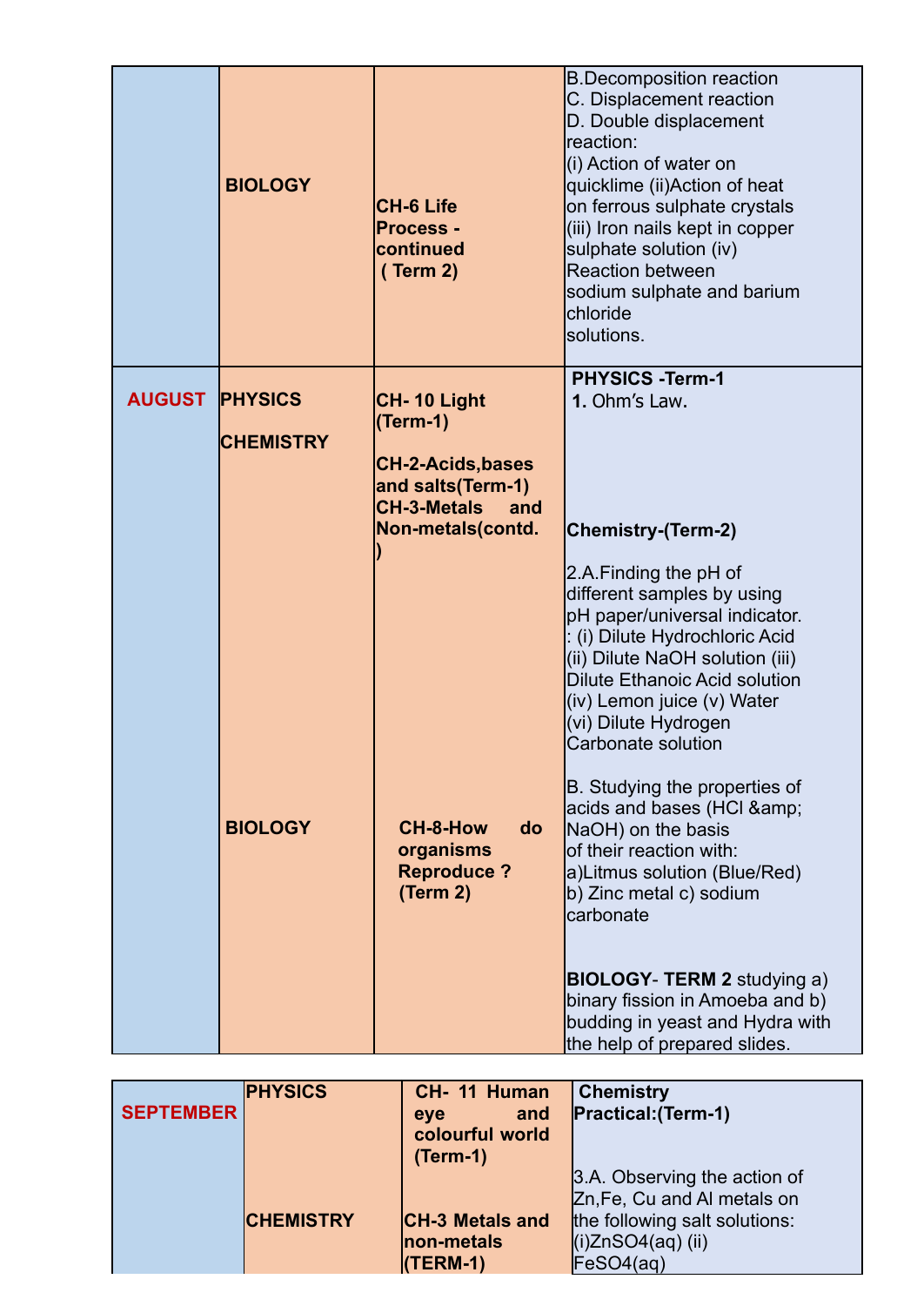| | | | |
|---|---|---|---|
| | **BIOLOGY** | **CH-6 Life Process - continued ( Term 2)** | B.Decomposition reaction<br>C. Displacement reaction<br>D. Double displacement reaction:<br>(i) Action of water on quicklime (ii)Action of heat on ferrous sulphate crystals (iii) Iron nails kept in copper sulphate solution (iv) Reaction between sodium sulphate and barium chloride solutions. |
| **AUGUST** | **PHYSICS**<br><br>**CHEMISTRY**<br><br>**BIOLOGY** | **CH- 10 Light (Term-1)**<br><br>**CH-2-Acids,bases and salts(Term-1)**<br>**CH-3-Metals and Non-metals(contd.)**<br><br>**CH-8-How do organisms Reproduce ? (Term 2)** | **PHYSICS -Term-1**<br>**1.** Ohm's Law.<br><br>**Chemistry-(Term-2)**<br><br>2.A.Finding the pH of different samples by using pH paper/universal indicator.<br>: (i) Dilute Hydrochloric Acid (ii) Dilute NaOH solution (iii) Dilute Ethanoic Acid solution (iv) Lemon juice (v) Water (vi) Dilute Hydrogen Carbonate solution<br><br>B. Studying the properties of acids and bases (HCl &amp; NaOH) on the basis of their reaction with:<br>a)Litmus solution (Blue/Red) b) Zinc metal c) sodium carbonate<br><br>**BIOLOGY**- **TERM 2** studying a) binary fission in Amoeba and b) budding in yeast and Hydra with the help of prepared slides. |

| | | | |
|---|---|---|---|
| **SEPTEMBER** | **PHYSICS**<br><br>**CHEMISTRY** | **CH- 11 Human eye and colourful world (Term-1)**<br><br>**CH-3 Metals and non-metals (TERM-1)** | **Chemistry Practical:(Term-1)**<br><br>3.A. Observing the action of Zn,Fe, Cu and Al metals on the following salt solutions:<br>(i)$ZnSO_4(aq)$ (ii) $FeSO_4(aq)$ |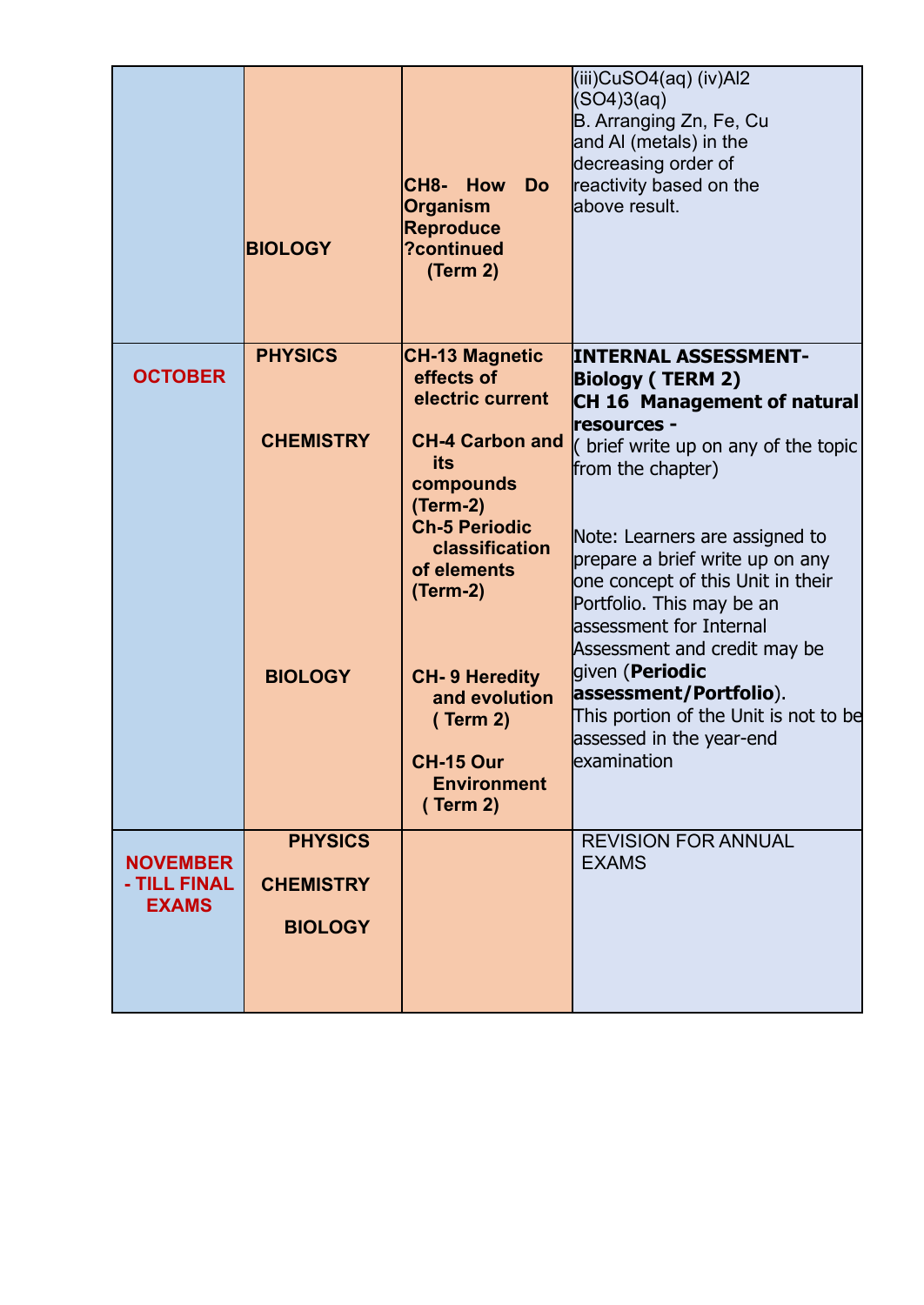| | | | |
|---|---|---|---|
| | **BIOLOGY** | **CH8- How Do Organism Reproduce ?continued (Term 2)** | (iii)$CuSO_4(aq)$ (iv)$Al_2(SO_4)_3(aq)$<br>B. Arranging Zn, Fe, Cu and Al (metals) in the decreasing order of reactivity based on the above result. |
| **OCTOBER** | **PHYSICS**<br><br>**CHEMISTRY**<br><br>**BIOLOGY** | **CH-13 Magnetic effects of electric current**<br><br>**CH-4 Carbon and its compounds (Term-2)**<br>**Ch-5 Periodic classification of elements (Term-2)**<br><br>**CH- 9 Heredity and evolution ( Term 2)**<br><br>**CH-15 Our Environment ( Term 2)** | **INTERNAL ASSESSMENT- Biology ( TERM 2)**<br>**CH 16 Management of natural resources -**<br>( brief write up on any of the topic from the chapter)<br><br>Note: Learners are assigned to prepare a brief write up on any one concept of this Unit in their Portfolio. This may be an assessment for Internal Assessment and credit may be given (**Periodic assessment/Portfolio**). This portion of the Unit is not to be assessed in the year-end examination |
| **NOVEMBER - TILL FINAL EXAMS** | **PHYSICS**<br><br>**CHEMISTRY**<br><br>**BIOLOGY** | | REVISION FOR ANNUAL EXAMS |